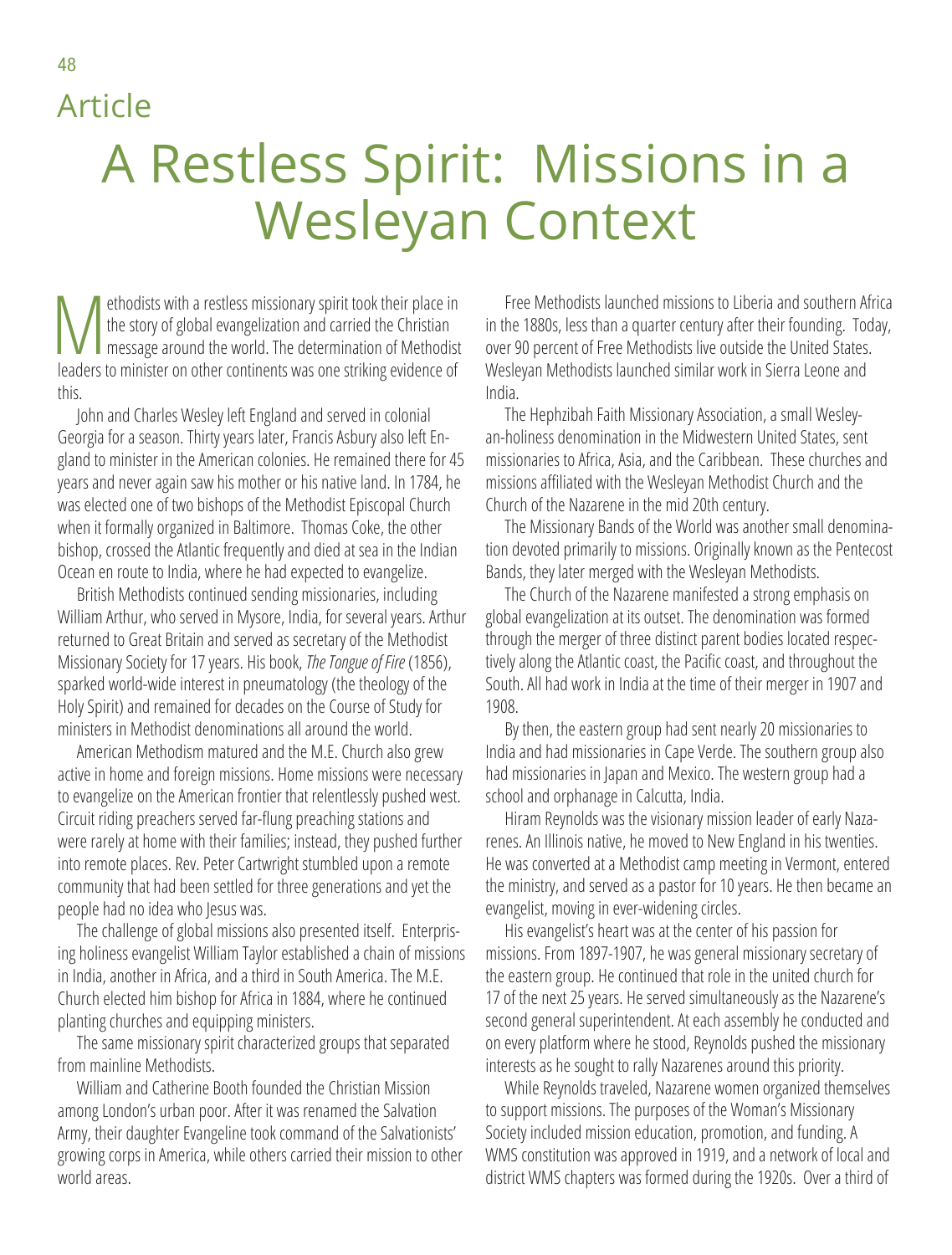Article

# A Restless Spirit: Missions in a Wesleyan Context

Methodists with a restless missionary spirit took their place in the story of global evangelization and carried the Christian message around the world. The determination of Methodist leaders to minister on other continents was one striking evidence of this.

John and Charles Wesley left England and served in colonial Georgia for a season. Thirty years later, Francis Asbury also left England to minister in the American colonies. He remained there for 45 years and never again saw his mother or his native land. In 1784, he was elected one of two bishops of the Methodist Episcopal Church when it formally organized in Baltimore. Thomas Coke, the other bishop, crossed the Atlantic frequently and died at sea in the Indian Ocean en route to India, where he had expected to evangelize.

British Methodists continued sending missionaries, including William Arthur, who served in Mysore, India, for several years. Arthur returned to Great Britain and served as secretary of the Methodist Missionary Society for 17 years. His book, *The Tongue of Fire* (1856), sparked world-wide interest in pneumatology (the theology of the Holy Spirit) and remained for decades on the Course of Study for ministers in Methodist denominations all around the world.

American Methodism matured and the M.E. Church also grew active in home and foreign missions. Home missions were necessary to evangelize on the American frontier that relentlessly pushed west. Circuit riding preachers served far-flung preaching stations and were rarely at home with their families; instead, they pushed further into remote places. Rev. Peter Cartwright stumbled upon a remote community that had been settled for three generations and yet the people had no idea who Jesus was.

The challenge of global missions also presented itself. Enterprising holiness evangelist William Taylor established a chain of missions in India, another in Africa, and a third in South America. The M.E. Church elected him bishop for Africa in 1884, where he continued planting churches and equipping ministers.

The same missionary spirit characterized groups that separated from mainline Methodists.

William and Catherine Booth founded the Christian Mission among London's urban poor. After it was renamed the Salvation Army, their daughter Evangeline took command of the Salvationists' growing corps in America, while others carried their mission to other world areas.

Free Methodists launched missions to Liberia and southern Africa in the 1880s, less than a quarter century after their founding. Today, over 90 percent of Free Methodists live outside the United States. Wesleyan Methodists launched similar work in Sierra Leone and India.

The Hephzibah Faith Missionary Association, a small Wesleyan-holiness denomination in the Midwestern United States, sent missionaries to Africa, Asia, and the Caribbean. These churches and missions affiliated with the Wesleyan Methodist Church and the Church of the Nazarene in the mid 20th century.

The Missionary Bands of the World was another small denomination devoted primarily to missions. Originally known as the Pentecost Bands, they later merged with the Wesleyan Methodists.

The Church of the Nazarene manifested a strong emphasis on global evangelization at its outset. The denomination was formed through the merger of three distinct parent bodies located respectively along the Atlantic coast, the Pacific coast, and throughout the South. All had work in India at the time of their merger in 1907 and 1908.

By then, the eastern group had sent nearly 20 missionaries to India and had missionaries in Cape Verde. The southern group also had missionaries in Japan and Mexico. The western group had a school and orphanage in Calcutta, India.

Hiram Reynolds was the visionary mission leader of early Nazarenes. An Illinois native, he moved to New England in his twenties. He was converted at a Methodist camp meeting in Vermont, entered the ministry, and served as a pastor for 10 years. He then became an evangelist, moving in ever-widening circles.

His evangelist's heart was at the center of his passion for missions. From 1897-1907, he was general missionary secretary of the eastern group. He continued that role in the united church for 17 of the next 25 years. He served simultaneously as the Nazarene's second general superintendent. At each assembly he conducted and on every platform where he stood, Reynolds pushed the missionary interests as he sought to rally Nazarenes around this priority.

While Reynolds traveled, Nazarene women organized themselves to support missions. The purposes of the Woman's Missionary Society included mission education, promotion, and funding. A WMS constitution was approved in 1919, and a network of local and district WMS chapters was formed during the 1920s. Over a third of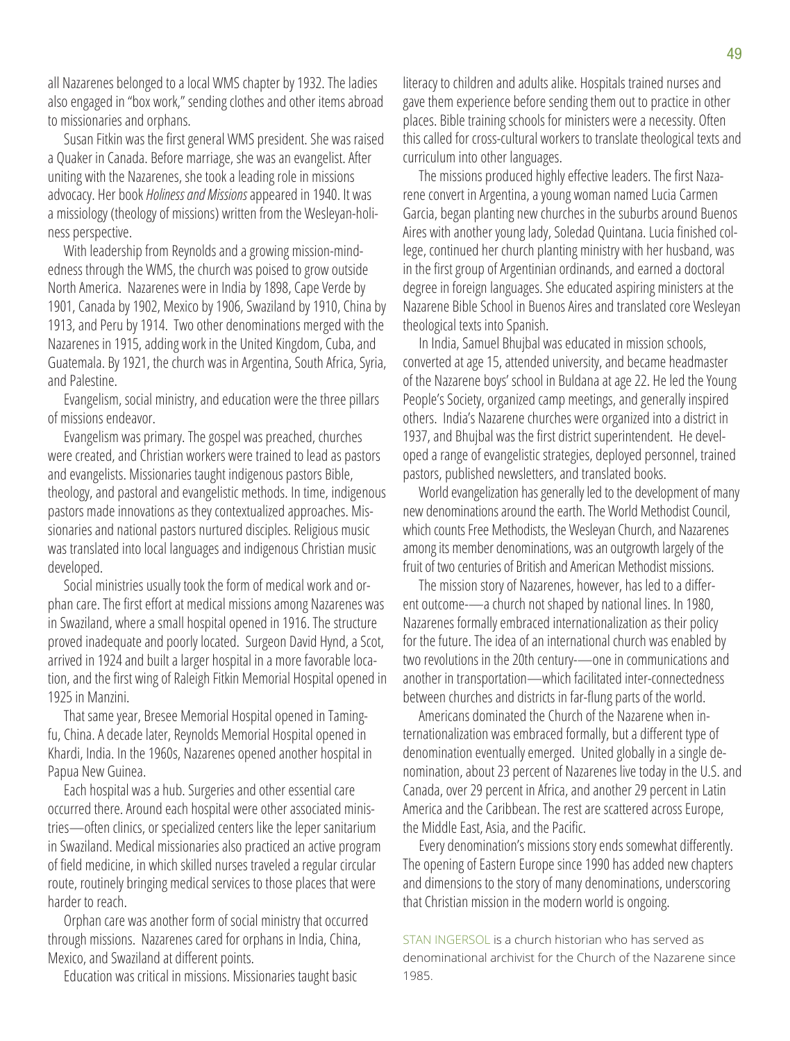all Nazarenes belonged to a local WMS chapter by 1932. The ladies also engaged in "box work," sending clothes and other items abroad to missionaries and orphans.

Susan Fitkin was the first general WMS president. She was raised a Quaker in Canada. Before marriage, she was an evangelist. After uniting with the Nazarenes, she took a leading role in missions advocacy. Her book *Holiness and Missions* appeared in 1940. It was a missiology (theology of missions) written from the Wesleyan-holiness perspective.

With leadership from Reynolds and a growing mission-mindedness through the WMS, the church was poised to grow outside North America. Nazarenes were in India by 1898, Cape Verde by 1901, Canada by 1902, Mexico by 1906, Swaziland by 1910, China by 1913, and Peru by 1914. Two other denominations merged with the Nazarenes in 1915, adding work in the United Kingdom, Cuba, and Guatemala. By 1921, the church was in Argentina, South Africa, Syria, and Palestine.

Evangelism, social ministry, and education were the three pillars of missions endeavor.

Evangelism was primary. The gospel was preached, churches were created, and Christian workers were trained to lead as pastors and evangelists. Missionaries taught indigenous pastors Bible, theology, and pastoral and evangelistic methods. In time, indigenous pastors made innovations as they contextualized approaches. Missionaries and national pastors nurtured disciples. Religious music was translated into local languages and indigenous Christian music developed.

Social ministries usually took the form of medical work and orphan care. The first effort at medical missions among Nazarenes was in Swaziland, where a small hospital opened in 1916. The structure proved inadequate and poorly located. Surgeon David Hynd, a Scot, arrived in 1924 and built a larger hospital in a more favorable location, and the first wing of Raleigh Fitkin Memorial Hospital opened in 1925 in Manzini.

That same year, Bresee Memorial Hospital opened in Tamingfu, China. A decade later, Reynolds Memorial Hospital opened in Khardi, India. In the 1960s, Nazarenes opened another hospital in Papua New Guinea.

Each hospital was a hub. Surgeries and other essential care occurred there. Around each hospital were other associated ministries—often clinics, or specialized centers like the leper sanitarium in Swaziland. Medical missionaries also practiced an active program of field medicine, in which skilled nurses traveled a regular circular route, routinely bringing medical services to those places that were harder to reach.

Orphan care was another form of social ministry that occurred through missions. Nazarenes cared for orphans in India, China, Mexico, and Swaziland at different points.

Education was critical in missions. Missionaries taught basic literacy to children and adults alike. Hospitals trained nurses and gave them experience before sending them out to practice in other places. Bible training schools for ministers were a necessity. Often this called for cross-cultural workers to translate theological texts and curriculum into other languages.

The missions produced highly effective leaders. The first Nazarene convert in Argentina, a young woman named Lucia Carmen Garcia, began planting new churches in the suburbs around Buenos Aires with another young lady, Soledad Quintana. Lucia finished college, continued her church planting ministry with her husband, was in the first group of Argentinian ordinands, and earned a doctoral degree in foreign languages. She educated aspiring ministers at the Nazarene Bible School in Buenos Aires and translated core Wesleyan theological texts into Spanish.

In India, Samuel Bhujbal was educated in mission schools, converted at age 15, attended university, and became headmaster of the Nazarene boys' school in Buldana at age 22. He led the Young People's Society, organized camp meetings, and generally inspired others. India's Nazarene churches were organized into a district in 1937, and Bhujbal was the first district superintendent. He developed a range of evangelistic strategies, deployed personnel, trained pastors, published newsletters, and translated books.

World evangelization has generally led to the development of many new denominations around the earth. The World Methodist Council, which counts Free Methodists, the Wesleyan Church, and Nazarenes among its member denominations, was an outgrowth largely of the fruit of two centuries of British and American Methodist missions.

The mission story of Nazarenes, however, has led to a different outcome-—a church not shaped by national lines. In 1980, Nazarenes formally embraced internationalization as their policy for the future. The idea of an international church was enabled by two revolutions in the 20th century-—one in communications and another in transportation—which facilitated inter-connectedness between churches and districts in far-flung parts of the world.

Americans dominated the Church of the Nazarene when internationalization was embraced formally, but a different type of denomination eventually emerged. United globally in a single denomination, about 23 percent of Nazarenes live today in the U.S. and Canada, over 29 percent in Africa, and another 29 percent in Latin America and the Caribbean. The rest are scattered across Europe, the Middle East, Asia, and the Pacific.

Every denomination's missions story ends somewhat differently. The opening of Eastern Europe since 1990 has added new chapters and dimensions to the story of many denominations, underscoring that Christian mission in the modern world is ongoing.

STAN INGERSOL is a church historian who has served as denominational archivist for the Church of the Nazarene since 1985.